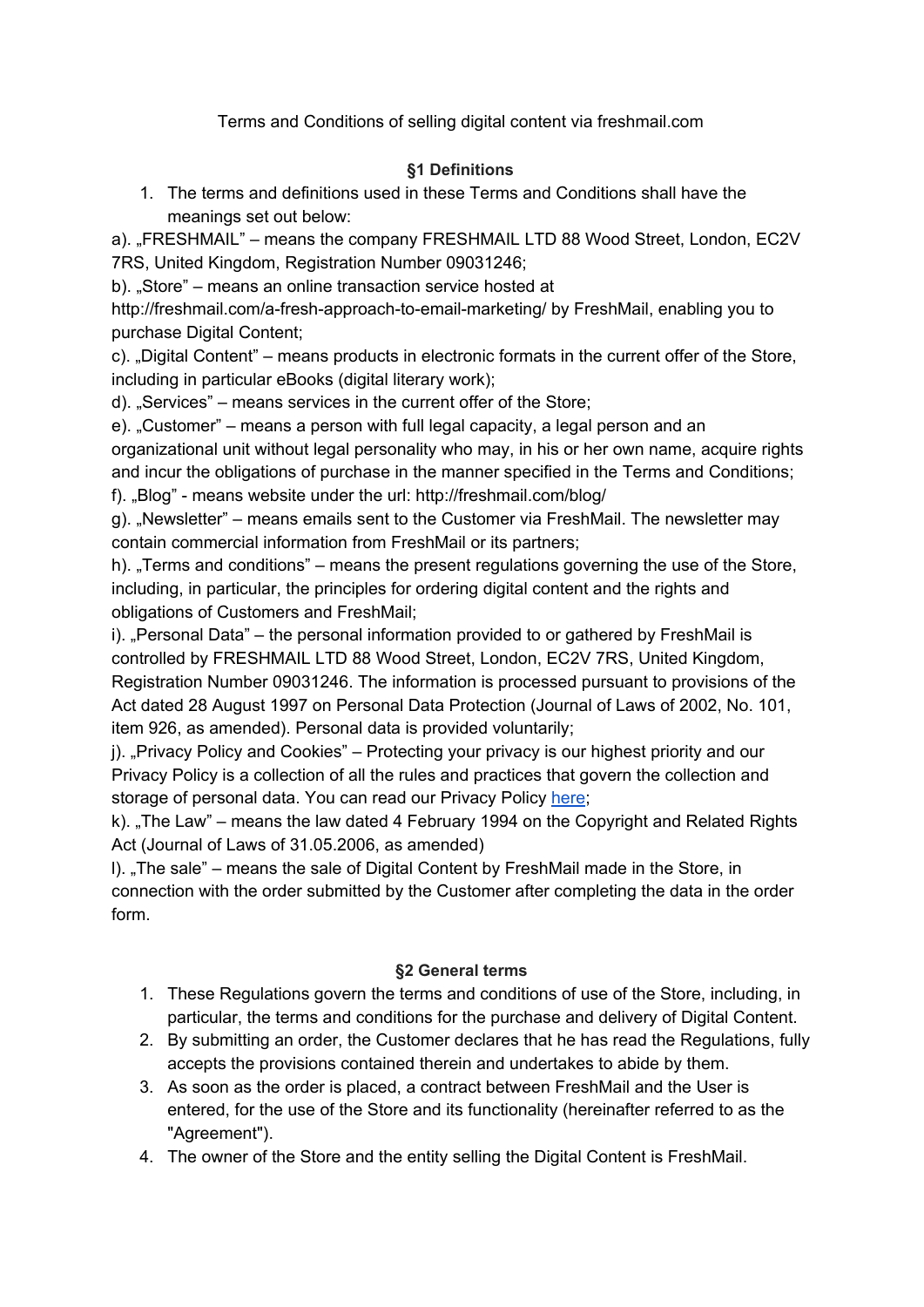Terms and Conditions of selling digital content via freshmail.com

## §1 Definitions

1. The terms and definitions used in these Terms and Conditions shall have the meanings set out below:

a). „FRESHMAIL" – means the company FRESHMAIL LTD 88 Wood Street, London, EC2V 7RS, United Kingdom, Registration Number 09031246;

b). „Store" – means an online transaction service hosted at http://freshmail.com/a-fresh-approach-to-email-marketing/ by FreshMail, enabling you to purchase Digital Content;

c). „Digital Content" – means products in electronic formats in the current offer of the Store, including in particular eBooks (digital literary work);

d). „Services" – means services in the current offer of the Store;

e). „Customer" – means a person with full legal capacity, a legal person and an organizational unit without legal personality who may, in his or her own name, acquire rights and incur the obligations of purchase in the manner specified in the Terms and Conditions;

f). „Blog" - means website under the url: http://freshmail.com/blog/

g). „Newsletter" – means emails sent to the Customer via FreshMail. The newsletter may contain commercial information from FreshMail or its partners;

h). „Terms and conditions" – means the present regulations governing the use of the Store, including, in particular, the principles for ordering digital content and the rights and obligations of Customers and FreshMail;

i). „Personal Data" – the personal information provided to or gathered by FreshMail is controlled by FRESHMAIL LTD 88 Wood Street, London, EC2V 7RS, United Kingdom, Registration Number 09031246. The information is processed pursuant to provisions of the Act dated 28 August 1997 on Personal Data Protection (Journal of Laws of 2002, No. 101, item 926, as amended). Personal data is provided voluntarily;

j). „Privacy Policy and Cookies" – Protecting your privacy is our highest priority and our Privacy Policy is a collection of all the rules and practices that govern the collection and storage of personal data. You can read our Privacy Policy here;

k). „The Law" – means the law dated 4 February 1994 on the Copyright and Related Rights Act (Journal of Laws of 31.05.2006, as amended)

l). „The sale" – means the sale of Digital Content by FreshMail made in the Store, in connection with the order submitted by the Customer after completing the data in the order form.

## §2 General terms

1. These Regulations govern the terms and conditions of use of the Store, including, in particular, the terms and conditions for the purchase and delivery of Digital Content.
2. By submitting an order, the Customer declares that he has read the Regulations, fully accepts the provisions contained therein and undertakes to abide by them.
3. As soon as the order is placed, a contract between FreshMail and the User is entered, for the use of the Store and its functionality (hereinafter referred to as the "Agreement").
4. The owner of the Store and the entity selling the Digital Content is FreshMail.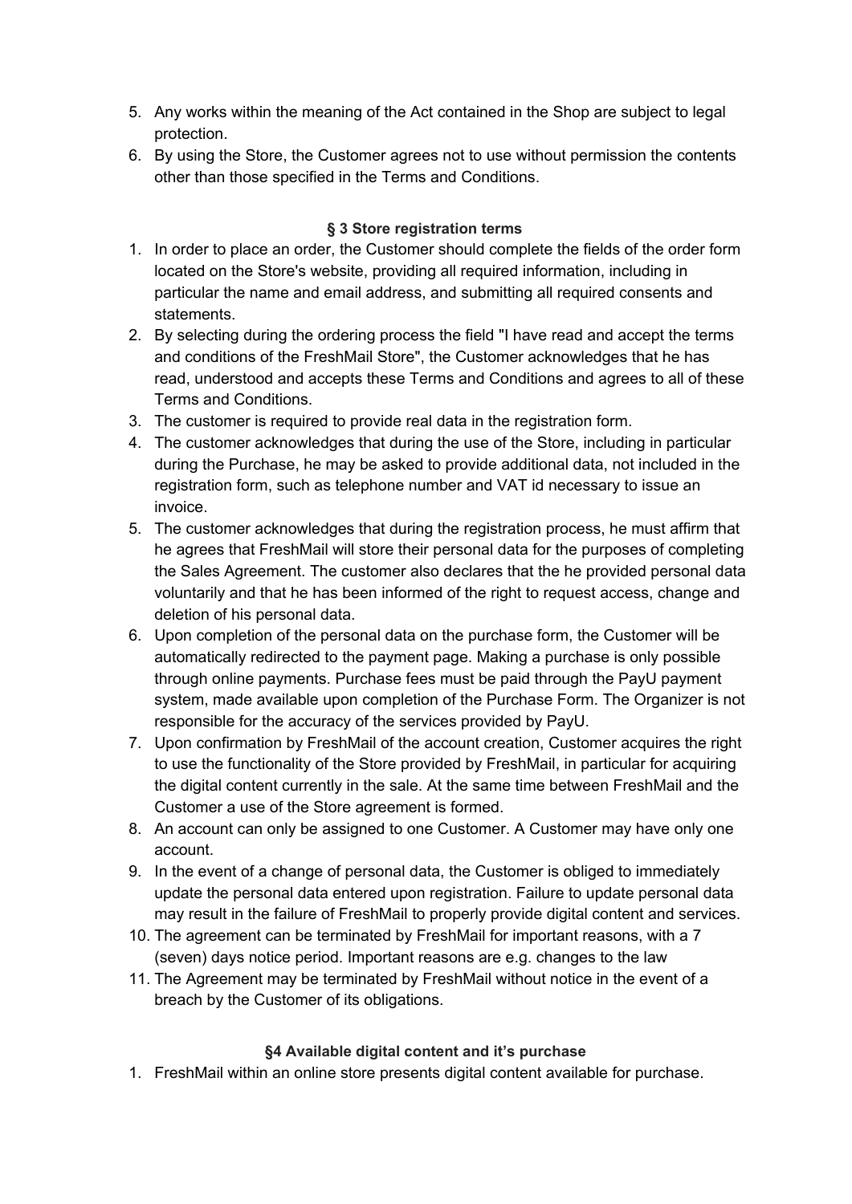5. Any works within the meaning of the Act contained in the Shop are subject to legal protection.
6. By using the Store, the Customer agrees not to use without permission the contents other than those specified in the Terms and Conditions.

### § 3 Store registration terms

1. In order to place an order, the Customer should complete the fields of the order form located on the Store's website, providing all required information, including in particular the name and email address, and submitting all required consents and statements.
2. By selecting during the ordering process the field "I have read and accept the terms and conditions of the FreshMail Store", the Customer acknowledges that he has read, understood and accepts these Terms and Conditions and agrees to all of these Terms and Conditions.
3. The customer is required to provide real data in the registration form.
4. The customer acknowledges that during the use of the Store, including in particular during the Purchase, he may be asked to provide additional data, not included in the registration form, such as telephone number and VAT id necessary to issue an invoice.
5. The customer acknowledges that during the registration process, he must affirm that he agrees that FreshMail will store their personal data for the purposes of completing the Sales Agreement. The customer also declares that the he provided personal data voluntarily and that he has been informed of the right to request access, change and deletion of his personal data.
6. Upon completion of the personal data on the purchase form, the Customer will be automatically redirected to the payment page. Making a purchase is only possible through online payments. Purchase fees must be paid through the PayU payment system, made available upon completion of the Purchase Form. The Organizer is not responsible for the accuracy of the services provided by PayU.
7. Upon confirmation by FreshMail of the account creation, Customer acquires the right to use the functionality of the Store provided by FreshMail, in particular for acquiring the digital content currently in the sale. At the same time between FreshMail and the Customer a use of the Store agreement is formed.
8. An account can only be assigned to one Customer. A Customer may have only one account.
9. In the event of a change of personal data, the Customer is obliged to immediately update the personal data entered upon registration. Failure to update personal data may result in the failure of FreshMail to properly provide digital content and services.
10. The agreement can be terminated by FreshMail for important reasons, with a 7 (seven) days notice period. Important reasons are e.g. changes to the law
11. The Agreement may be terminated by FreshMail without notice in the event of a breach by the Customer of its obligations.

### §4 Available digital content and it's purchase

1. FreshMail within an online store presents digital content available for purchase.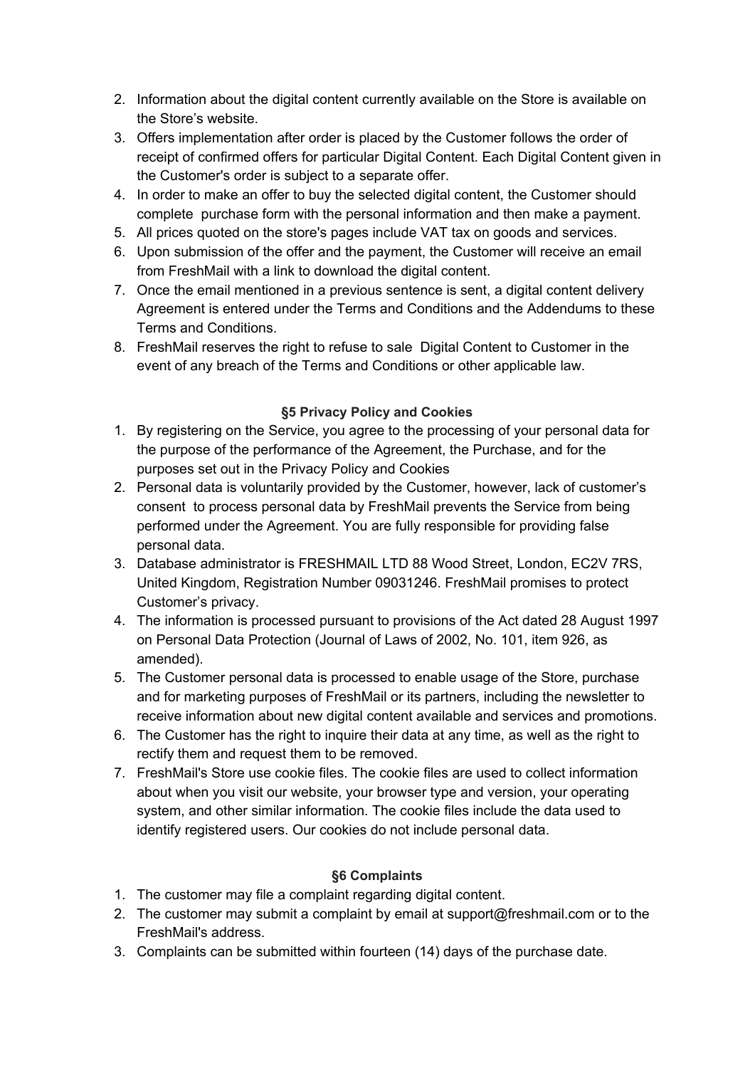2. Information about the digital content currently available on the Store is available on the Store's website.
3. Offers implementation after order is placed by the Customer follows the order of receipt of confirmed offers for particular Digital Content. Each Digital Content given in the Customer's order is subject to a separate offer.
4. In order to make an offer to buy the selected digital content, the Customer should complete purchase form with the personal information and then make a payment.
5. All prices quoted on the store's pages include VAT tax on goods and services.
6. Upon submission of the offer and the payment, the Customer will receive an email from FreshMail with a link to download the digital content.
7. Once the email mentioned in a previous sentence is sent, a digital content delivery Agreement is entered under the Terms and Conditions and the Addendums to these Terms and Conditions.
8. FreshMail reserves the right to refuse to sale Digital Content to Customer in the event of any breach of the Terms and Conditions or other applicable law.

### §5 Privacy Policy and Cookies

1. By registering on the Service, you agree to the processing of your personal data for the purpose of the performance of the Agreement, the Purchase, and for the purposes set out in the Privacy Policy and Cookies
2. Personal data is voluntarily provided by the Customer, however, lack of customer's consent to process personal data by FreshMail prevents the Service from being performed under the Agreement. You are fully responsible for providing false personal data.
3. Database administrator is FRESHMAIL LTD 88 Wood Street, London, EC2V 7RS, United Kingdom, Registration Number 09031246. FreshMail promises to protect Customer's privacy.
4. The information is processed pursuant to provisions of the Act dated 28 August 1997 on Personal Data Protection (Journal of Laws of 2002, No. 101, item 926, as amended).
5. The Customer personal data is processed to enable usage of the Store, purchase and for marketing purposes of FreshMail or its partners, including the newsletter to receive information about new digital content available and services and promotions.
6. The Customer has the right to inquire their data at any time, as well as the right to rectify them and request them to be removed.
7. FreshMail's Store use cookie files. The cookie files are used to collect information about when you visit our website, your browser type and version, your operating system, and other similar information. The cookie files include the data used to identify registered users. Our cookies do not include personal data.

### §6 Complaints

1. The customer may file a complaint regarding digital content.
2. The customer may submit a complaint by email at support@freshmail.com or to the FreshMail's address.
3. Complaints can be submitted within fourteen (14) days of the purchase date.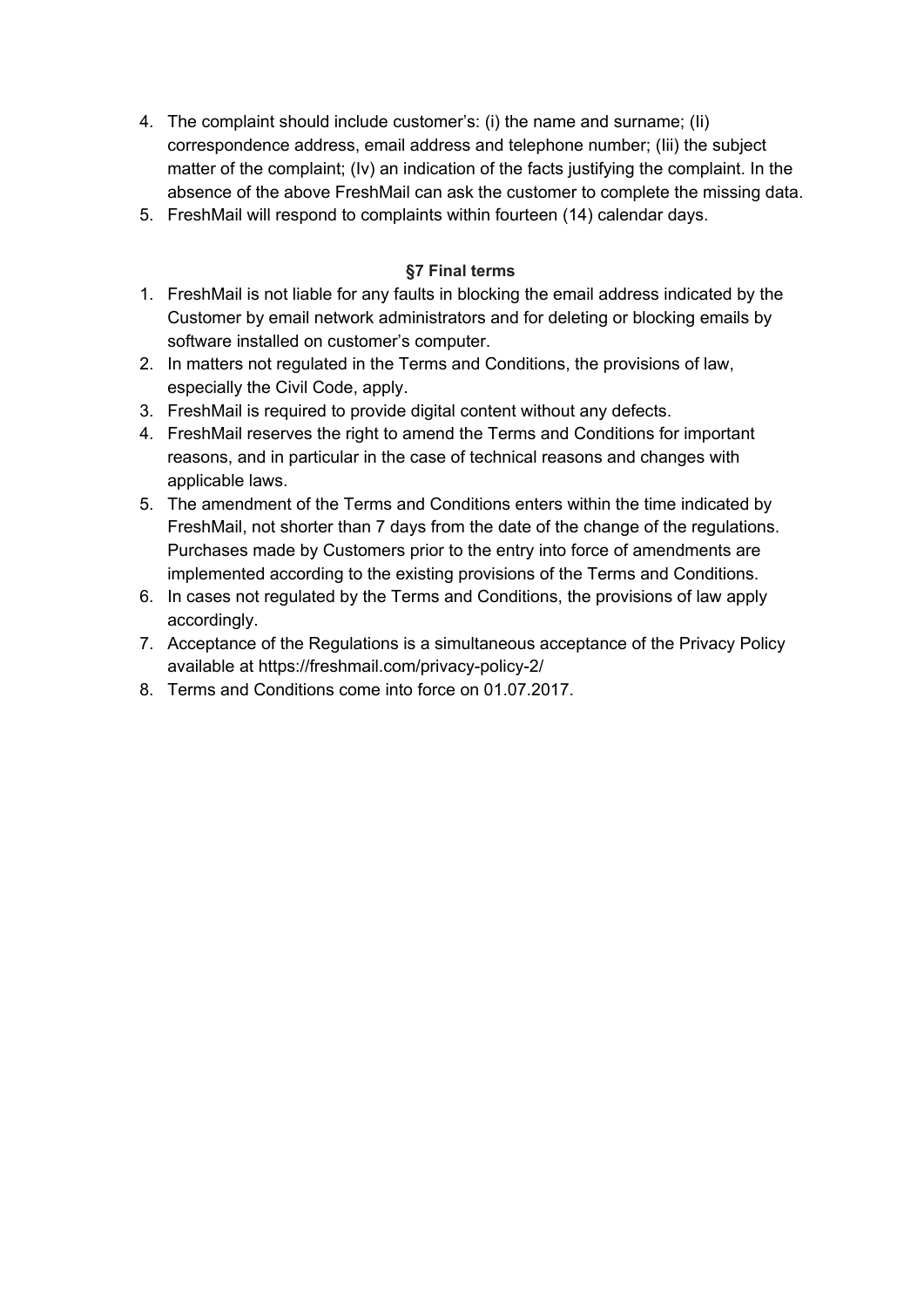4. The complaint should include customer's: (i) the name and surname; (Ii) correspondence address, email address and telephone number; (Iii) the subject matter of the complaint; (Iv) an indication of the facts justifying the complaint. In the absence of the above FreshMail can ask the customer to complete the missing data.
5. FreshMail will respond to complaints within fourteen (14) calendar days.

**§7 Final terms**

1. FreshMail is not liable for any faults in blocking the email address indicated by the Customer by email network administrators and for deleting or blocking emails by software installed on customer's computer.
2. In matters not regulated in the Terms and Conditions, the provisions of law, especially the Civil Code, apply.
3. FreshMail is required to provide digital content without any defects.
4. FreshMail reserves the right to amend the Terms and Conditions for important reasons, and in particular in the case of technical reasons and changes with applicable laws.
5. The amendment of the Terms and Conditions enters within the time indicated by FreshMail, not shorter than 7 days from the date of the change of the regulations. Purchases made by Customers prior to the entry into force of amendments are implemented according to the existing provisions of the Terms and Conditions.
6. In cases not regulated by the Terms and Conditions, the provisions of law apply accordingly.
7. Acceptance of the Regulations is a simultaneous acceptance of the Privacy Policy available at https://freshmail.com/privacy-policy-2/
8. Terms and Conditions come into force on 01.07.2017.